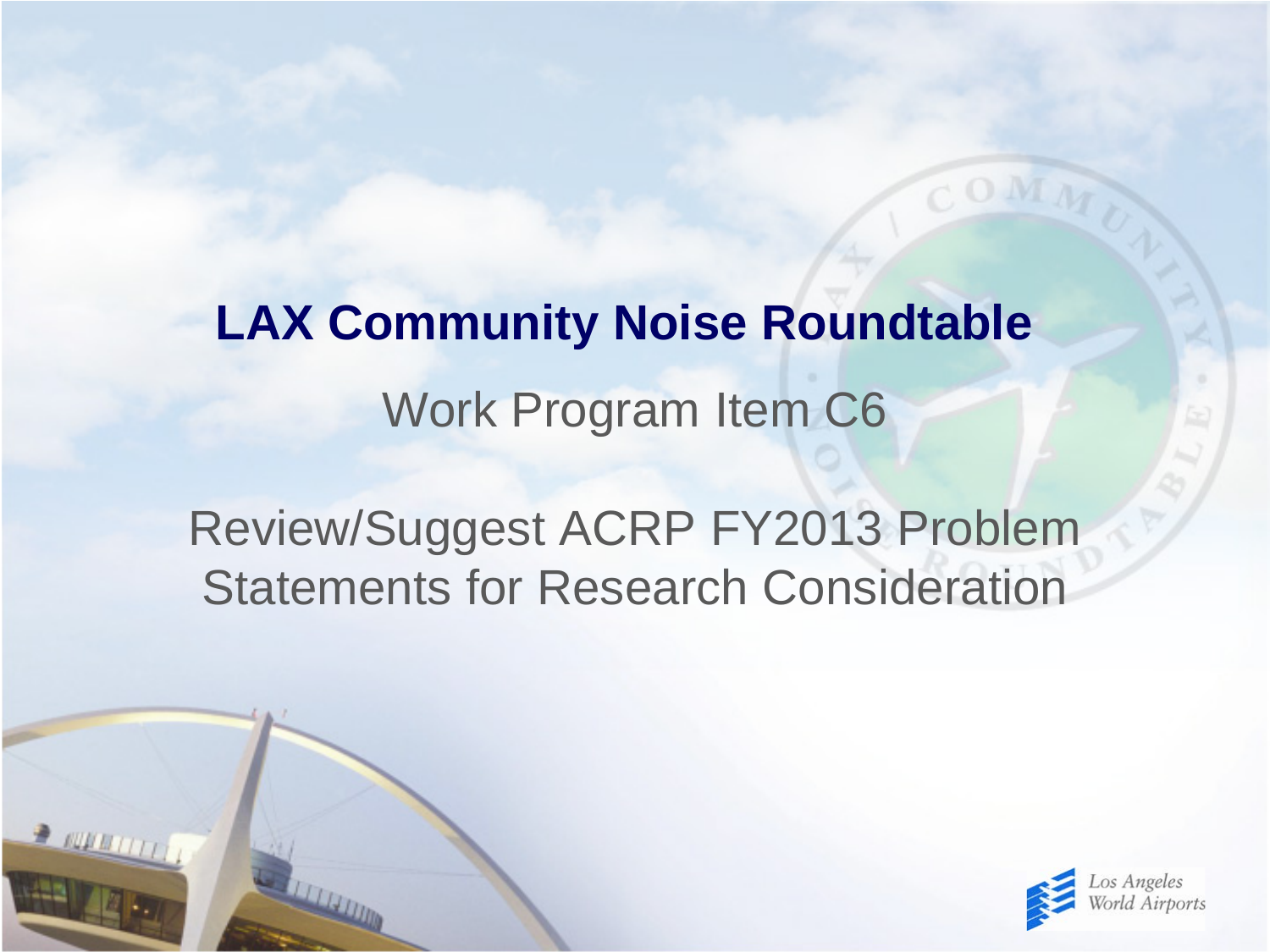# LAX Community Noise Roundtable

## Work Program Item C6

Review/Suggest ACRP FY2013 Problem Statements for Research Consideration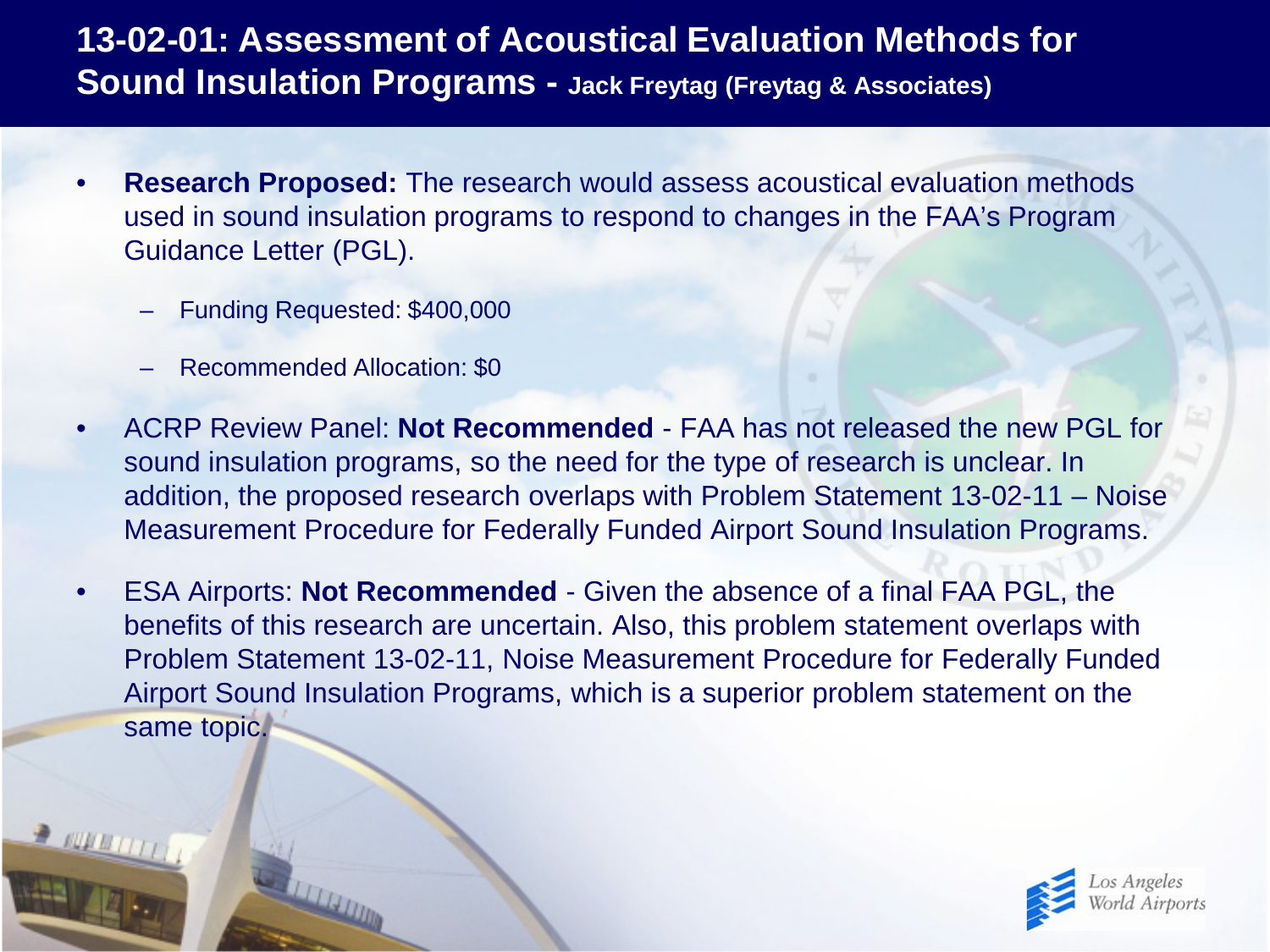# 13-02-01: Assessment of Acoustical Evaluation Methods for Sound Insulation Programs - Jack Freytag (Freytag & Associates)

- **Research Proposed:** The research would assess acoustical evaluation methods used in sound insulation programs to respond to changes in the FAA's Program Guidance Letter (PGL).
  - Funding Requested: $400,000
  - Recommended Allocation: $0
- ACRP Review Panel: **Not Recommended** - FAA has not released the new PGL for sound insulation programs, so the need for the type of research is unclear. In addition, the proposed research overlaps with Problem Statement 13-02-11 – Noise Measurement Procedure for Federally Funded Airport Sound Insulation Programs.
- ESA Airports: **Not Recommended** - Given the absence of a final FAA PGL, the benefits of this research are uncertain. Also, this problem statement overlaps with Problem Statement 13-02-11, Noise Measurement Procedure for Federally Funded Airport Sound Insulation Programs, which is a superior problem statement on the same topic.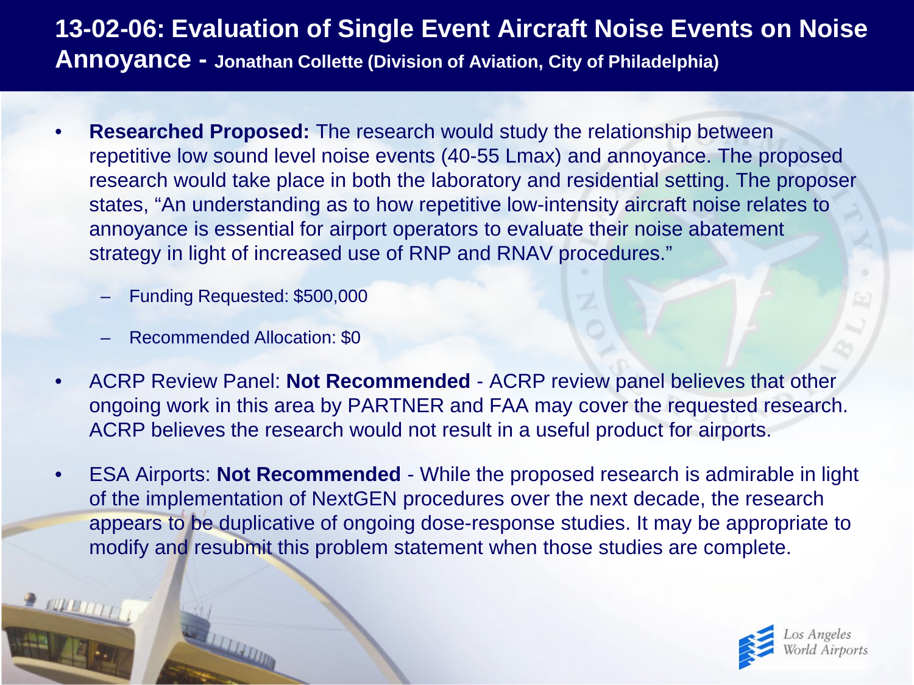# 13-02-06: Evaluation of Single Event Aircraft Noise Events on Noise Annoyance - Jonathan Collette (Division of Aviation, City of Philadelphia)

- **Researched Proposed:** The research would study the relationship between repetitive low sound level noise events (40-55 Lmax) and annoyance. The proposed research would take place in both the laboratory and residential setting. The proposer states, "An understanding as to how repetitive low-intensity aircraft noise relates to annoyance is essential for airport operators to evaluate their noise abatement strategy in light of increased use of RNP and RNAV procedures."
  - Funding Requested: $500,000
  - Recommended Allocation: $0
- ACRP Review Panel: **Not Recommended** - ACRP review panel believes that other ongoing work in this area by PARTNER and FAA may cover the requested research. ACRP believes the research would not result in a useful product for airports.
- ESA Airports: **Not Recommended** - While the proposed research is admirable in light of the implementation of NextGEN procedures over the next decade, the research appears to be duplicative of ongoing dose-response studies. It may be appropriate to modify and resubmit this problem statement when those studies are complete.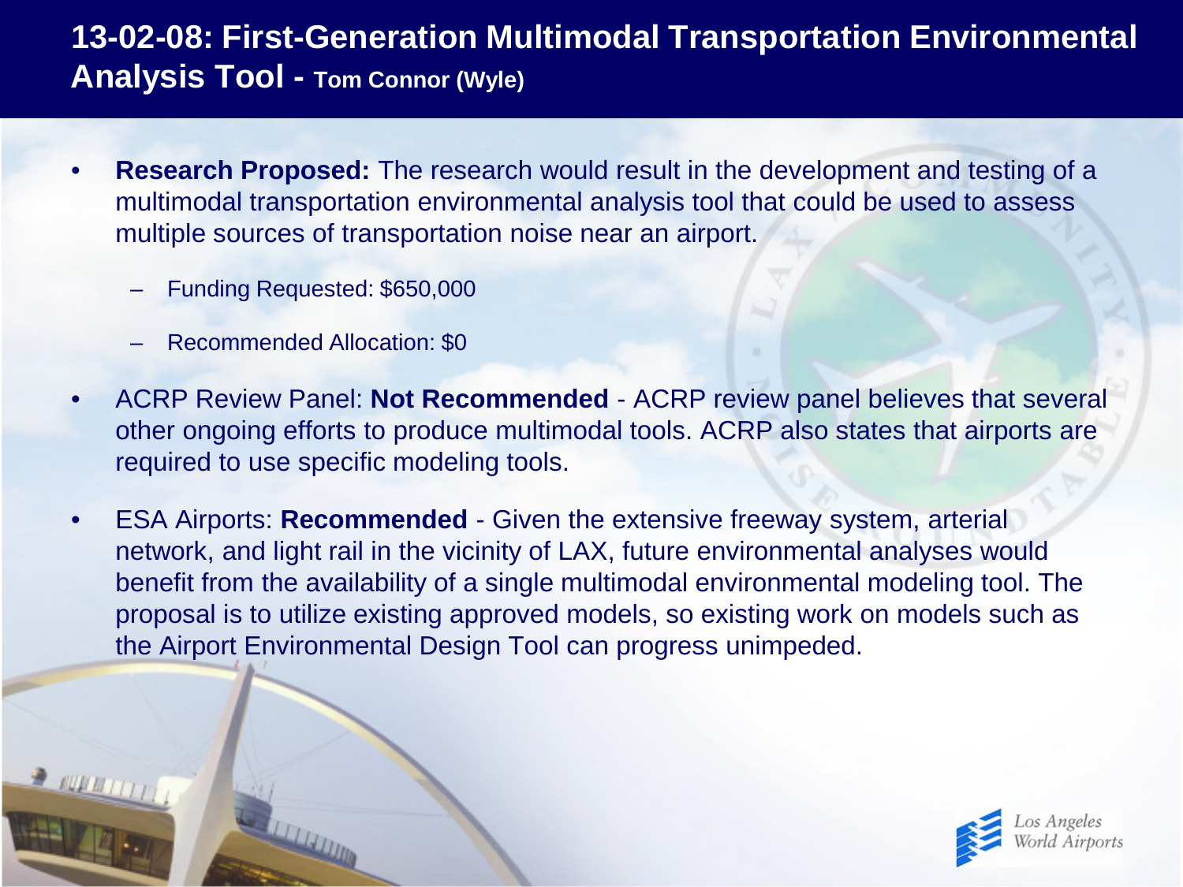# 13-02-08: First-Generation Multimodal Transportation Environmental Analysis Tool - Tom Connor (Wyle)

- **Research Proposed:** The research would result in the development and testing of a multimodal transportation environmental analysis tool that could be used to assess multiple sources of transportation noise near an airport.
  - Funding Requested: $650,000
  - Recommended Allocation: $0
- ACRP Review Panel: **Not Recommended** - ACRP review panel believes that several other ongoing efforts to produce multimodal tools. ACRP also states that airports are required to use specific modeling tools.
- ESA Airports: **Recommended** - Given the extensive freeway system, arterial network, and light rail in the vicinity of LAX, future environmental analyses would benefit from the availability of a single multimodal environmental modeling tool. The proposal is to utilize existing approved models, so existing work on models such as the Airport Environmental Design Tool can progress unimpeded.

Los Angeles World Airports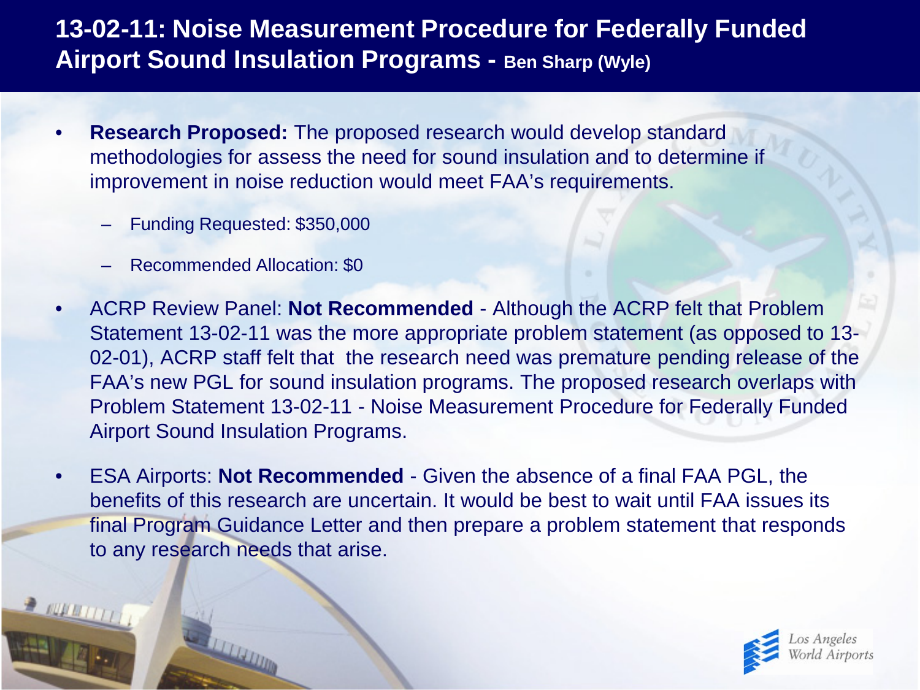# 13-02-11: Noise Measurement Procedure for Federally Funded Airport Sound Insulation Programs - Ben Sharp (Wyle)

- **Research Proposed:** The proposed research would develop standard methodologies for assess the need for sound insulation and to determine if improvement in noise reduction would meet FAA's requirements.
  - Funding Requested: $350,000
  - Recommended Allocation: $0
- ACRP Review Panel: **Not Recommended** - Although the ACRP felt that Problem Statement 13-02-11 was the more appropriate problem statement (as opposed to 13-02-01), ACRP staff felt that the research need was premature pending release of the FAA's new PGL for sound insulation programs. The proposed research overlaps with Problem Statement 13-02-11 - Noise Measurement Procedure for Federally Funded Airport Sound Insulation Programs.
- ESA Airports: **Not Recommended** - Given the absence of a final FAA PGL, the benefits of this research are uncertain. It would be best to wait until FAA issues its final Program Guidance Letter and then prepare a problem statement that responds to any research needs that arise.

Los Angeles World Airports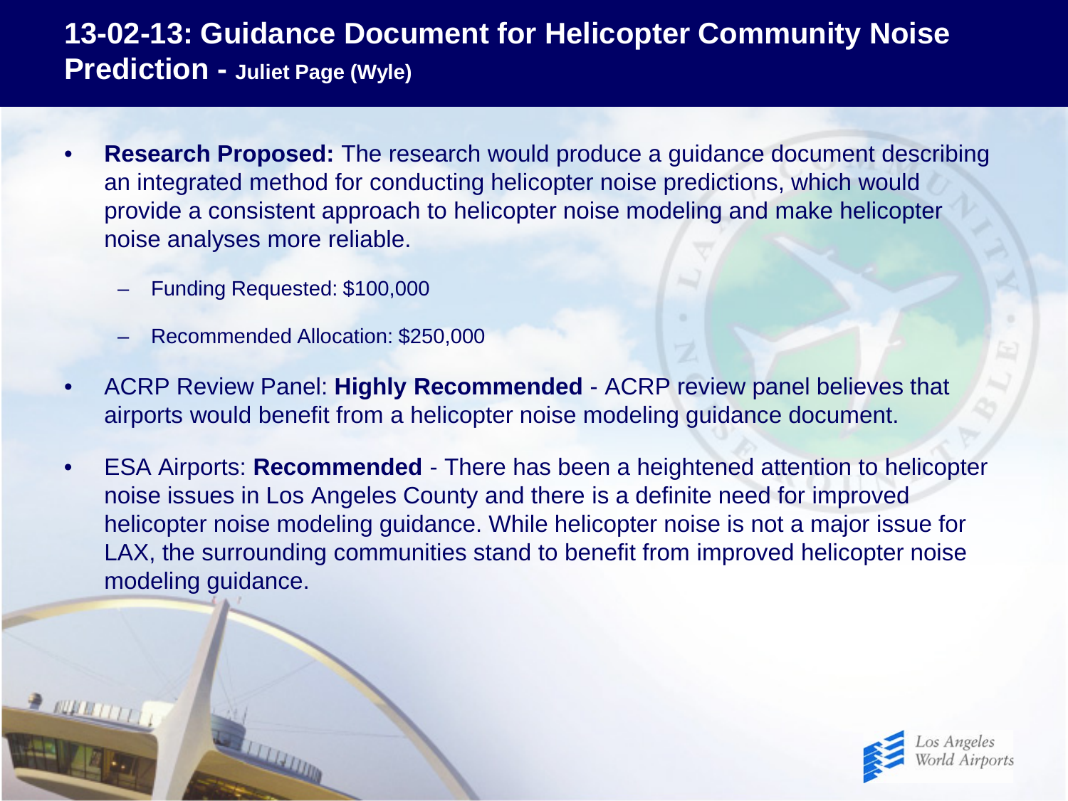# 13-02-13: Guidance Document for Helicopter Community Noise Prediction - Juliet Page (Wyle)

- **Research Proposed:** The research would produce a guidance document describing an integrated method for conducting helicopter noise predictions, which would provide a consistent approach to helicopter noise modeling and make helicopter noise analyses more reliable.
  - Funding Requested: $100,000
  - Recommended Allocation: $250,000
- ACRP Review Panel: **Highly Recommended** - ACRP review panel believes that airports would benefit from a helicopter noise modeling guidance document.
- ESA Airports: **Recommended** - There has been a heightened attention to helicopter noise issues in Los Angeles County and there is a definite need for improved helicopter noise modeling guidance. While helicopter noise is not a major issue for LAX, the surrounding communities stand to benefit from improved helicopter noise modeling guidance.